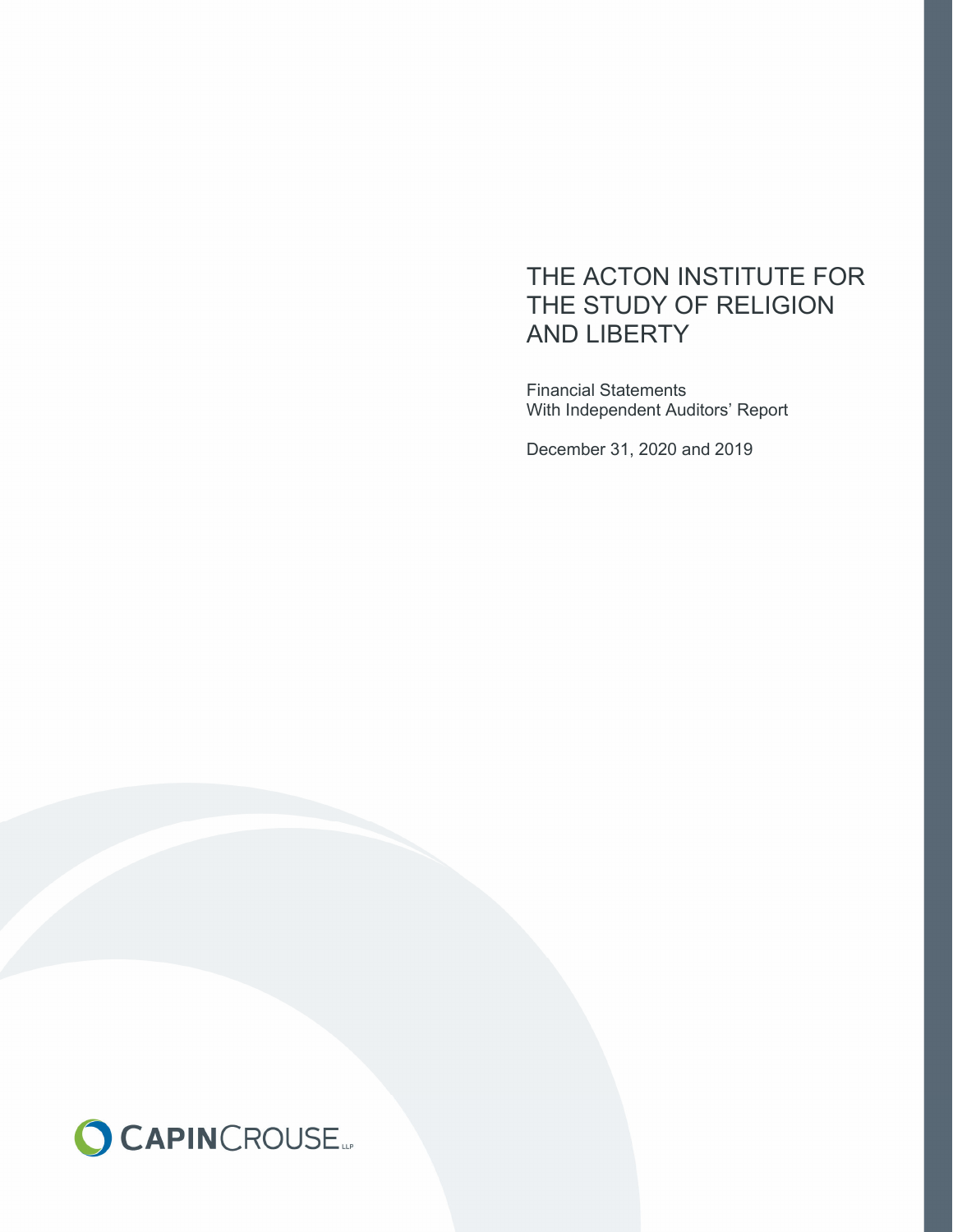# THE ACTON INSTITUTE FOR THE STUDY OF RELIGION AND LIBERTY

Financial Statements
With Independent Auditors' Report

December 31, 2020 and 2019

CAPINCROUSE LLP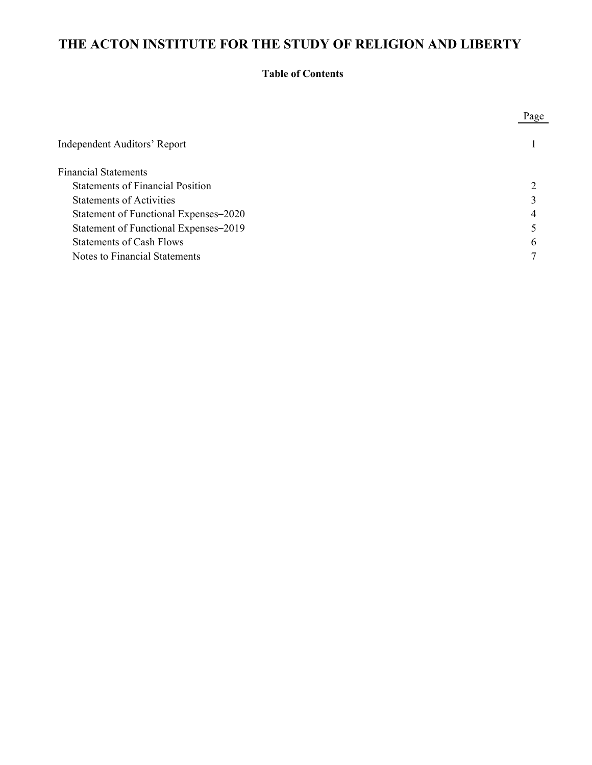# THE ACTON INSTITUTE FOR THE STUDY OF RELIGION AND LIBERTY

**Table of Contents**

| | Page |
|---|---|
| Independent Auditors' Report | 1 |
| Financial Statements | |
| Statements of Financial Position | 2 |
| Statements of Activities | 3 |
| Statement of Functional Expenses–2020 | 4 |
| Statement of Functional Expenses–2019 | 5 |
| Statements of Cash Flows | 6 |
| Notes to Financial Statements | 7 |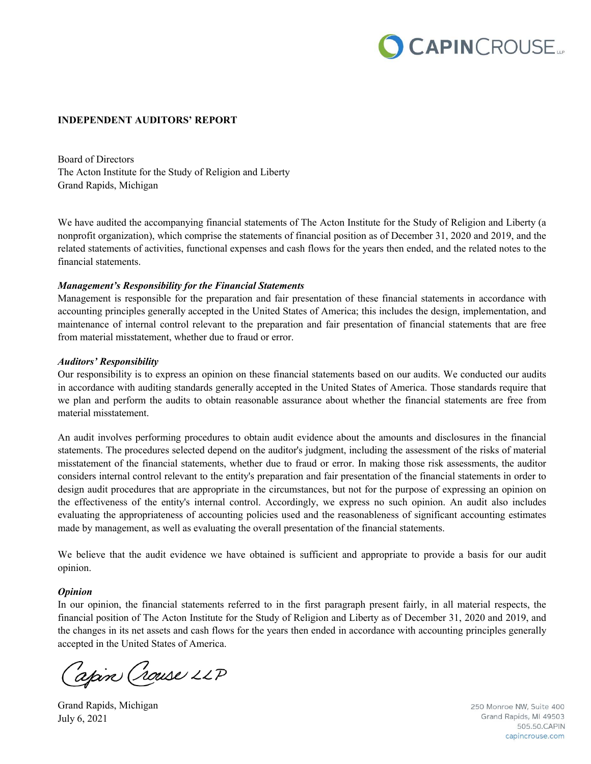CAPINCROUSE LLP

**INDEPENDENT AUDITORS' REPORT**

Board of Directors
The Acton Institute for the Study of Religion and Liberty
Grand Rapids, Michigan

We have audited the accompanying financial statements of The Acton Institute for the Study of Religion and Liberty (a nonprofit organization), which comprise the statements of financial position as of December 31, 2020 and 2019, and the related statements of activities, functional expenses and cash flows for the years then ended, and the related notes to the financial statements.

***Management's Responsibility for the Financial Statements***
Management is responsible for the preparation and fair presentation of these financial statements in accordance with accounting principles generally accepted in the United States of America; this includes the design, implementation, and maintenance of internal control relevant to the preparation and fair presentation of financial statements that are free from material misstatement, whether due to fraud or error.

***Auditors' Responsibility***
Our responsibility is to express an opinion on these financial statements based on our audits. We conducted our audits in accordance with auditing standards generally accepted in the United States of America. Those standards require that we plan and perform the audits to obtain reasonable assurance about whether the financial statements are free from material misstatement.

An audit involves performing procedures to obtain audit evidence about the amounts and disclosures in the financial statements. The procedures selected depend on the auditor's judgment, including the assessment of the risks of material misstatement of the financial statements, whether due to fraud or error. In making those risk assessments, the auditor considers internal control relevant to the entity's preparation and fair presentation of the financial statements in order to design audit procedures that are appropriate in the circumstances, but not for the purpose of expressing an opinion on the effectiveness of the entity's internal control. Accordingly, we express no such opinion. An audit also includes evaluating the appropriateness of accounting policies used and the reasonableness of significant accounting estimates made by management, as well as evaluating the overall presentation of the financial statements.

We believe that the audit evidence we have obtained is sufficient and appropriate to provide a basis for our audit opinion.

***Opinion***
In our opinion, the financial statements referred to in the first paragraph present fairly, in all material respects, the financial position of The Acton Institute for the Study of Religion and Liberty as of December 31, 2020 and 2019, and the changes in its net assets and cash flows for the years then ended in accordance with accounting principles generally accepted in the United States of America.

Capin Crouse LLP

Grand Rapids, Michigan
July 6, 2021

250 Monroe NW, Suite 400
Grand Rapids, MI 49503
505.50.CAPIN
capincrouse.com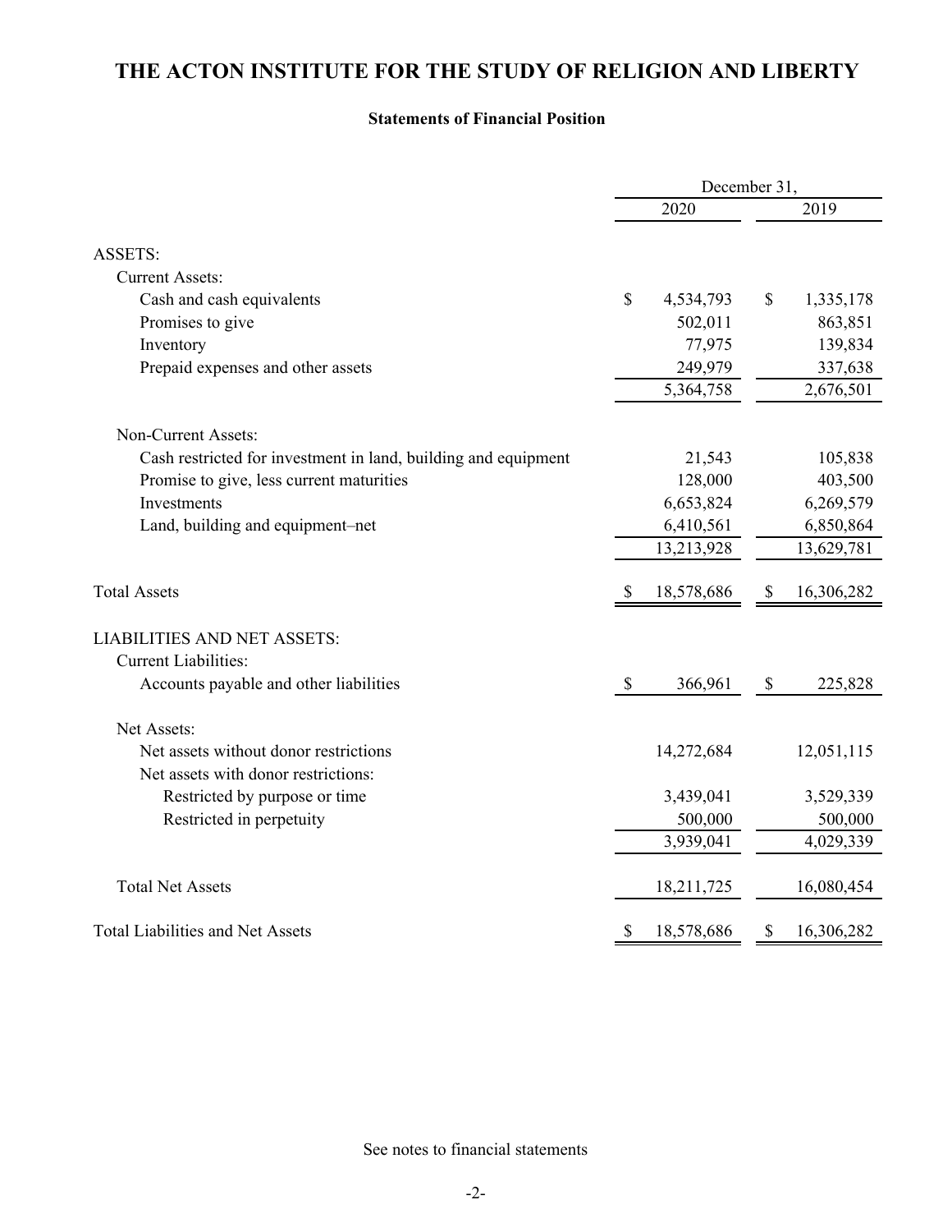# THE ACTON INSTITUTE FOR THE STUDY OF RELIGION AND LIBERTY

## Statements of Financial Position

| | December 31, 2020 | December 31, 2019 |
|---|---|---|
| **ASSETS:** | | |
| Current Assets: | | |
| Cash and cash equivalents | $ 4,534,793 | $ 1,335,178 |
| Promises to give | 502,011 | 863,851 |
| Inventory | 77,975 | 139,834 |
| Prepaid expenses and other assets | 249,979 | 337,638 |
| | 5,364,758 | 2,676,501 |
| Non-Current Assets: | | |
| Cash restricted for investment in land, building and equipment | 21,543 | 105,838 |
| Promise to give, less current maturities | 128,000 | 403,500 |
| Investments | 6,653,824 | 6,269,579 |
| Land, building and equipment–net | 6,410,561 | 6,850,864 |
| | 13,213,928 | 13,629,781 |
| Total Assets | $ 18,578,686 | $ 16,306,282 |
| **LIABILITIES AND NET ASSETS:** | | |
| Current Liabilities: | | |
| Accounts payable and other liabilities | $ 366,961 | $ 225,828 |
| Net Assets: | | |
| Net assets without donor restrictions | 14,272,684 | 12,051,115 |
| Net assets with donor restrictions: | | |
| Restricted by purpose or time | 3,439,041 | 3,529,339 |
| Restricted in perpetuity | 500,000 | 500,000 |
| | 3,939,041 | 4,029,339 |
| Total Net Assets | 18,211,725 | 16,080,454 |
| Total Liabilities and Net Assets | $ 18,578,686 | $ 16,306,282 |

See notes to financial statements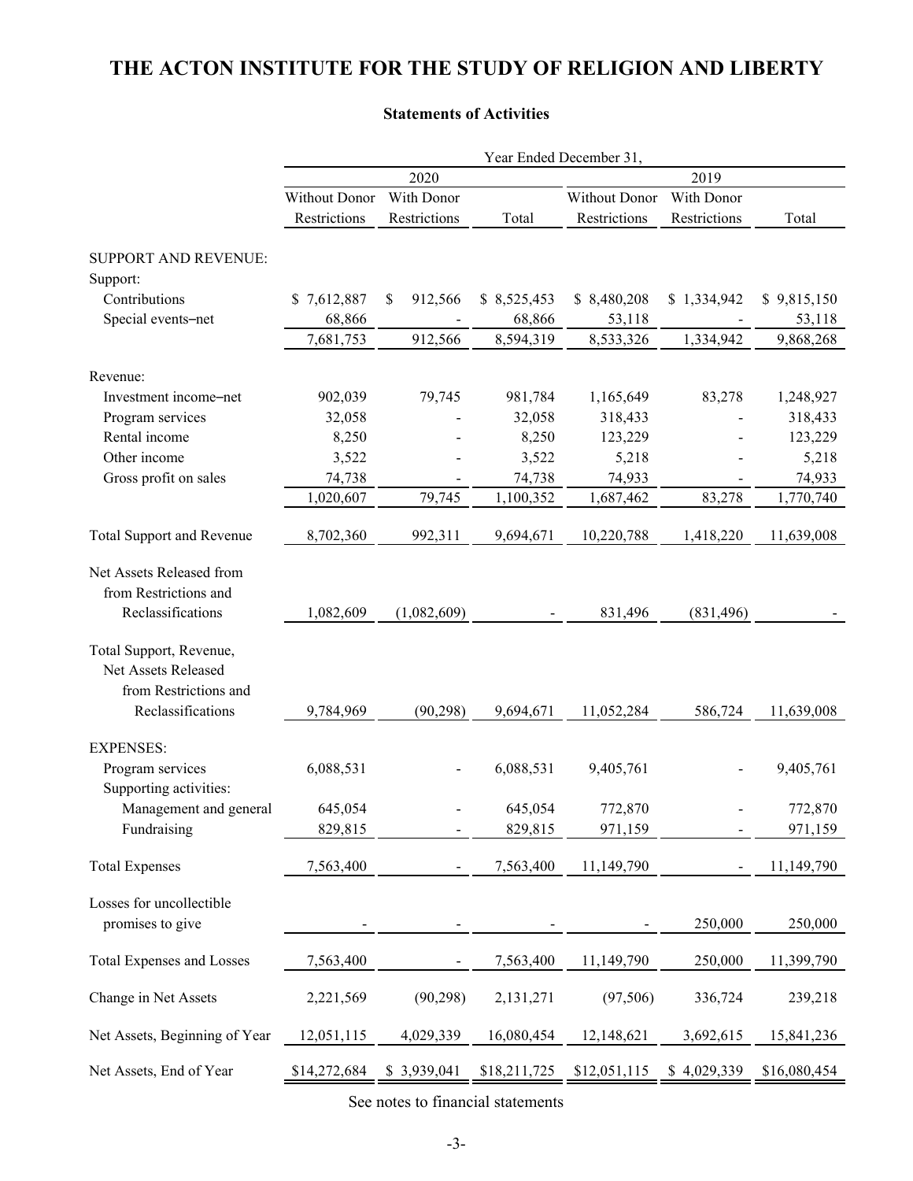# THE ACTON INSTITUTE FOR THE STUDY OF RELIGION AND LIBERTY

## Statements of Activities

| | Year Ended December 31, | | | | | |
|---|---|---|---|---|---|---|
| | 2020 | | | 2019 | | |
| | Without Donor Restrictions | With Donor Restrictions | Total | Without Donor Restrictions | With Donor Restrictions | Total |
| SUPPORT AND REVENUE: | | | | | | |
| Support: | | | | | | |
| Contributions | $ 7,612,887 | $ 912,566 | $ 8,525,453 | $ 8,480,208 | $ 1,334,942 | $ 9,815,150 |
| Special events–net | 68,866 | - | 68,866 | 53,118 | - | 53,118 |
| | 7,681,753 | 912,566 | 8,594,319 | 8,533,326 | 1,334,942 | 9,868,268 |
| Revenue: | | | | | | |
| Investment income–net | 902,039 | 79,745 | 981,784 | 1,165,649 | 83,278 | 1,248,927 |
| Program services | 32,058 | - | 32,058 | 318,433 | - | 318,433 |
| Rental income | 8,250 | - | 8,250 | 123,229 | - | 123,229 |
| Other income | 3,522 | - | 3,522 | 5,218 | - | 5,218 |
| Gross profit on sales | 74,738 | - | 74,738 | 74,933 | - | 74,933 |
| | 1,020,607 | 79,745 | 1,100,352 | 1,687,462 | 83,278 | 1,770,740 |
| Total Support and Revenue | 8,702,360 | 992,311 | 9,694,671 | 10,220,788 | 1,418,220 | 11,639,008 |
| Net Assets Released from from Restrictions and Reclassifications | 1,082,609 | (1,082,609) | - | 831,496 | (831,496) | - |
| Total Support, Revenue, Net Assets Released from Restrictions and Reclassifications | 9,784,969 | (90,298) | 9,694,671 | 11,052,284 | 586,724 | 11,639,008 |
| EXPENSES: | | | | | | |
| Program services | 6,088,531 | - | 6,088,531 | 9,405,761 | - | 9,405,761 |
| Supporting activities: | | | | | | |
| Management and general | 645,054 | - | 645,054 | 772,870 | - | 772,870 |
| Fundraising | 829,815 | - | 829,815 | 971,159 | - | 971,159 |
| Total Expenses | 7,563,400 | - | 7,563,400 | 11,149,790 | - | 11,149,790 |
| Losses for uncollectible promises to give | - | - | - | - | 250,000 | 250,000 |
| Total Expenses and Losses | 7,563,400 | - | 7,563,400 | 11,149,790 | 250,000 | 11,399,790 |
| Change in Net Assets | 2,221,569 | (90,298) | 2,131,271 | (97,506) | 336,724 | 239,218 |
| Net Assets, Beginning of Year | 12,051,115 | 4,029,339 | 16,080,454 | 12,148,621 | 3,692,615 | 15,841,236 |
| Net Assets, End of Year | $14,272,684 | $ 3,939,041 | $18,211,725 | $12,051,115 | $ 4,029,339 | $16,080,454 |

See notes to financial statements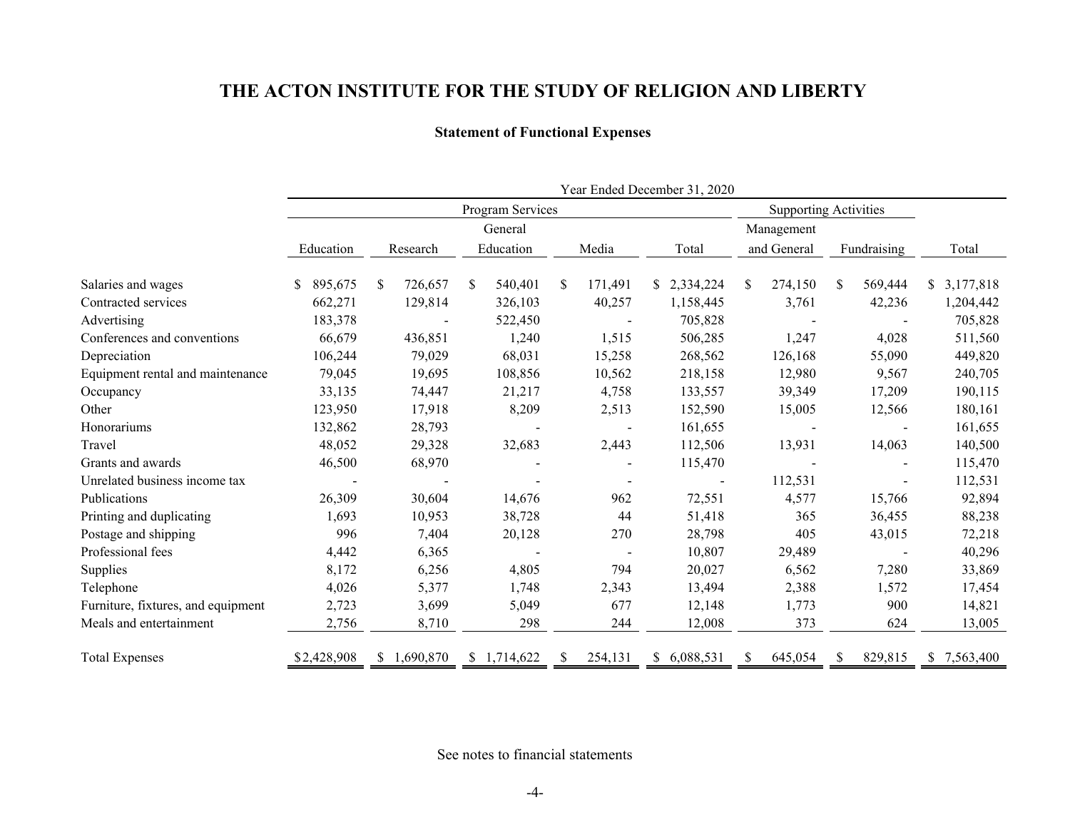# THE ACTON INSTITUTE FOR THE STUDY OF RELIGION AND LIBERTY

## Statement of Functional Expenses

| | Year Ended December 31, 2020 | | | | | | | |
|---|---|---|---|---|---|---|---|---|
| | Program Services | | | | | Supporting Activities | | |
| | Education | Research | General Education | Media | Total | Management and General | Fundraising | Total |
| Salaries and wages | $ 895,675 | $ 726,657 | $ 540,401 | $ 171,491 | $ 2,334,224 | $ 274,150 | $ 569,444 | $ 3,177,818 |
| Contracted services | 662,271 | 129,814 | 326,103 | 40,257 | 1,158,445 | 3,761 | 42,236 | 1,204,442 |
| Advertising | 183,378 | - | 522,450 | - | 705,828 | - | - | 705,828 |
| Conferences and conventions | 66,679 | 436,851 | 1,240 | 1,515 | 506,285 | 1,247 | 4,028 | 511,560 |
| Depreciation | 106,244 | 79,029 | 68,031 | 15,258 | 268,562 | 126,168 | 55,090 | 449,820 |
| Equipment rental and maintenance | 79,045 | 19,695 | 108,856 | 10,562 | 218,158 | 12,980 | 9,567 | 240,705 |
| Occupancy | 33,135 | 74,447 | 21,217 | 4,758 | 133,557 | 39,349 | 17,209 | 190,115 |
| Other | 123,950 | 17,918 | 8,209 | 2,513 | 152,590 | 15,005 | 12,566 | 180,161 |
| Honorariums | 132,862 | 28,793 | - | - | 161,655 | - | - | 161,655 |
| Travel | 48,052 | 29,328 | 32,683 | 2,443 | 112,506 | 13,931 | 14,063 | 140,500 |
| Grants and awards | 46,500 | 68,970 | - | - | 115,470 | - | - | 115,470 |
| Unrelated business income tax | - | - | - | - | - | 112,531 | - | 112,531 |
| Publications | 26,309 | 30,604 | 14,676 | 962 | 72,551 | 4,577 | 15,766 | 92,894 |
| Printing and duplicating | 1,693 | 10,953 | 38,728 | 44 | 51,418 | 365 | 36,455 | 88,238 |
| Postage and shipping | 996 | 7,404 | 20,128 | 270 | 28,798 | 405 | 43,015 | 72,218 |
| Professional fees | 4,442 | 6,365 | - | - | 10,807 | 29,489 | - | 40,296 |
| Supplies | 8,172 | 6,256 | 4,805 | 794 | 20,027 | 6,562 | 7,280 | 33,869 |
| Telephone | 4,026 | 5,377 | 1,748 | 2,343 | 13,494 | 2,388 | 1,572 | 17,454 |
| Furniture, fixtures, and equipment | 2,723 | 3,699 | 5,049 | 677 | 12,148 | 1,773 | 900 | 14,821 |
| Meals and entertainment | 2,756 | 8,710 | 298 | 244 | 12,008 | 373 | 624 | 13,005 |
| Total Expenses | $2,428,908 | $ 1,690,870 | $ 1,714,622 | $ 254,131 | $ 6,088,531 | $ 645,054 | $ 829,815 | $ 7,563,400 |

See notes to financial statements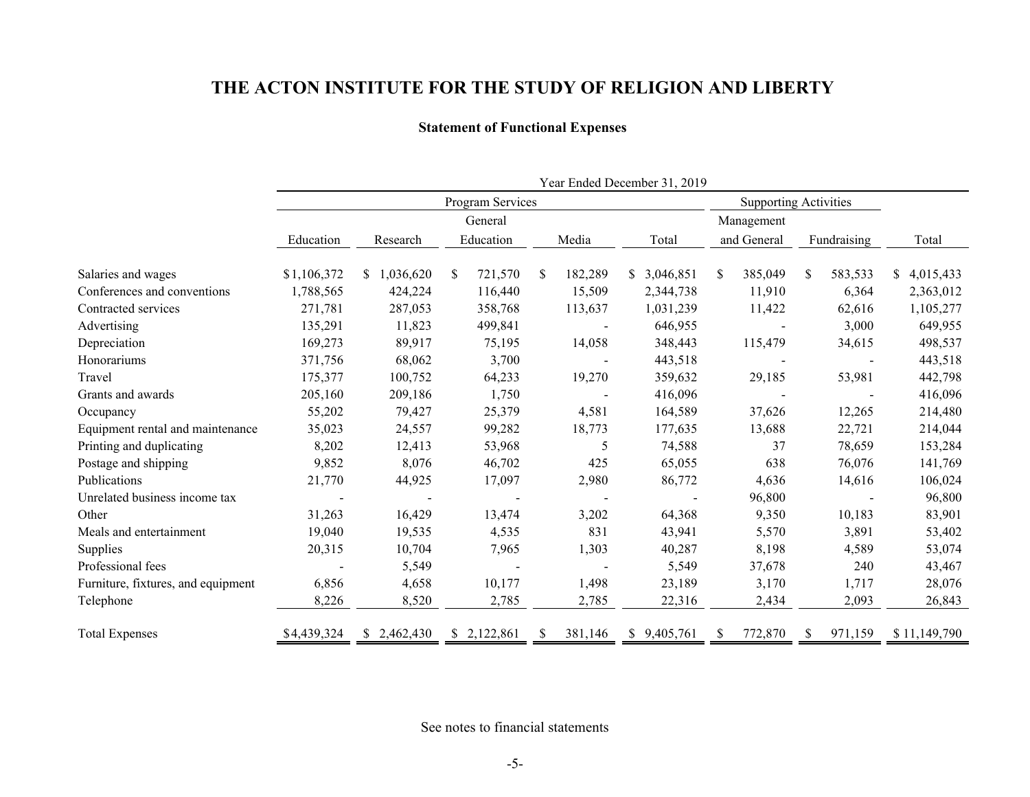# THE ACTON INSTITUTE FOR THE STUDY OF RELIGION AND LIBERTY

## Statement of Functional Expenses

| | Year Ended December 31, 2019 | | | | | | | |
|---|---|---|---|---|---|---|---|---|
| | Program Services | | | | | Supporting Activities | | |
| | Education | Research | General Education | Media | Total | Management and General | Fundraising | Total |
| Salaries and wages | $1,106,372 | $ 1,036,620 | $ 721,570 | $ 182,289 | $ 3,046,851 | $ 385,049 | $ 583,533 | $ 4,015,433 |
| Conferences and conventions | 1,788,565 | 424,224 | 116,440 | 15,509 | 2,344,738 | 11,910 | 6,364 | 2,363,012 |
| Contracted services | 271,781 | 287,053 | 358,768 | 113,637 | 1,031,239 | 11,422 | 62,616 | 1,105,277 |
| Advertising | 135,291 | 11,823 | 499,841 | - | 646,955 | - | 3,000 | 649,955 |
| Depreciation | 169,273 | 89,917 | 75,195 | 14,058 | 348,443 | 115,479 | 34,615 | 498,537 |
| Honorariums | 371,756 | 68,062 | 3,700 | - | 443,518 | - | - | 443,518 |
| Travel | 175,377 | 100,752 | 64,233 | 19,270 | 359,632 | 29,185 | 53,981 | 442,798 |
| Grants and awards | 205,160 | 209,186 | 1,750 | - | 416,096 | - | - | 416,096 |
| Occupancy | 55,202 | 79,427 | 25,379 | 4,581 | 164,589 | 37,626 | 12,265 | 214,480 |
| Equipment rental and maintenance | 35,023 | 24,557 | 99,282 | 18,773 | 177,635 | 13,688 | 22,721 | 214,044 |
| Printing and duplicating | 8,202 | 12,413 | 53,968 | 5 | 74,588 | 37 | 78,659 | 153,284 |
| Postage and shipping | 9,852 | 8,076 | 46,702 | 425 | 65,055 | 638 | 76,076 | 141,769 |
| Publications | 21,770 | 44,925 | 17,097 | 2,980 | 86,772 | 4,636 | 14,616 | 106,024 |
| Unrelated business income tax | - | - | - | - | - | 96,800 | - | 96,800 |
| Other | 31,263 | 16,429 | 13,474 | 3,202 | 64,368 | 9,350 | 10,183 | 83,901 |
| Meals and entertainment | 19,040 | 19,535 | 4,535 | 831 | 43,941 | 5,570 | 3,891 | 53,402 |
| Supplies | 20,315 | 10,704 | 7,965 | 1,303 | 40,287 | 8,198 | 4,589 | 53,074 |
| Professional fees | - | 5,549 | - | - | 5,549 | 37,678 | 240 | 43,467 |
| Furniture, fixtures, and equipment | 6,856 | 4,658 | 10,177 | 1,498 | 23,189 | 3,170 | 1,717 | 28,076 |
| Telephone | 8,226 | 8,520 | 2,785 | 2,785 | 22,316 | 2,434 | 2,093 | 26,843 |
| Total Expenses | $4,439,324 | $ 2,462,430 | $ 2,122,861 | $ 381,146 | $ 9,405,761 | $ 772,870 | $ 971,159 | $ 11,149,790 |

See notes to financial statements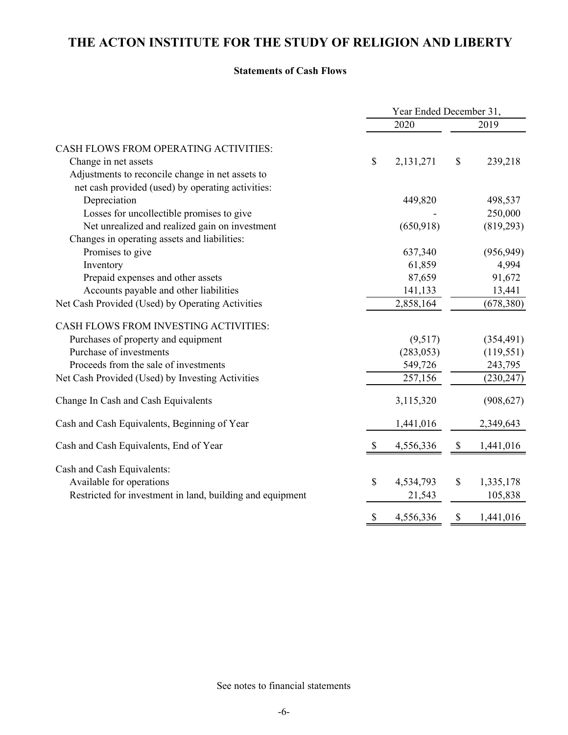# THE ACTON INSTITUTE FOR THE STUDY OF RELIGION AND LIBERTY

**Statements of Cash Flows**

| | Year Ended December 31, | |
|---|---|---|
| | 2020 | 2019 |
| CASH FLOWS FROM OPERATING ACTIVITIES: | | |
| Change in net assets | $ 2,131,271 | $ 239,218 |
| Adjustments to reconcile change in net assets to net cash provided (used) by operating activities: | | |
| Depreciation | 449,820 | 498,537 |
| Losses for uncollectible promises to give | - | 250,000 |
| Net unrealized and realized gain on investment | (650,918) | (819,293) |
| Changes in operating assets and liabilities: | | |
| Promises to give | 637,340 | (956,949) |
| Inventory | 61,859 | 4,994 |
| Prepaid expenses and other assets | 87,659 | 91,672 |
| Accounts payable and other liabilities | 141,133 | 13,441 |
| Net Cash Provided (Used) by Operating Activities | 2,858,164 | (678,380) |
| CASH FLOWS FROM INVESTING ACTIVITIES: | | |
| Purchases of property and equipment | (9,517) | (354,491) |
| Purchase of investments | (283,053) | (119,551) |
| Proceeds from the sale of investments | 549,726 | 243,795 |
| Net Cash Provided (Used) by Investing Activities | 257,156 | (230,247) |
| Change In Cash and Cash Equivalents | 3,115,320 | (908,627) |
| Cash and Cash Equivalents, Beginning of Year | 1,441,016 | 2,349,643 |
| Cash and Cash Equivalents, End of Year | $ 4,556,336 | $ 1,441,016 |
| Cash and Cash Equivalents: | | |
| Available for operations | $ 4,534,793 | $ 1,335,178 |
| Restricted for investment in land, building and equipment | 21,543 | 105,838 |
| | $ 4,556,336 | $ 1,441,016 |

See notes to financial statements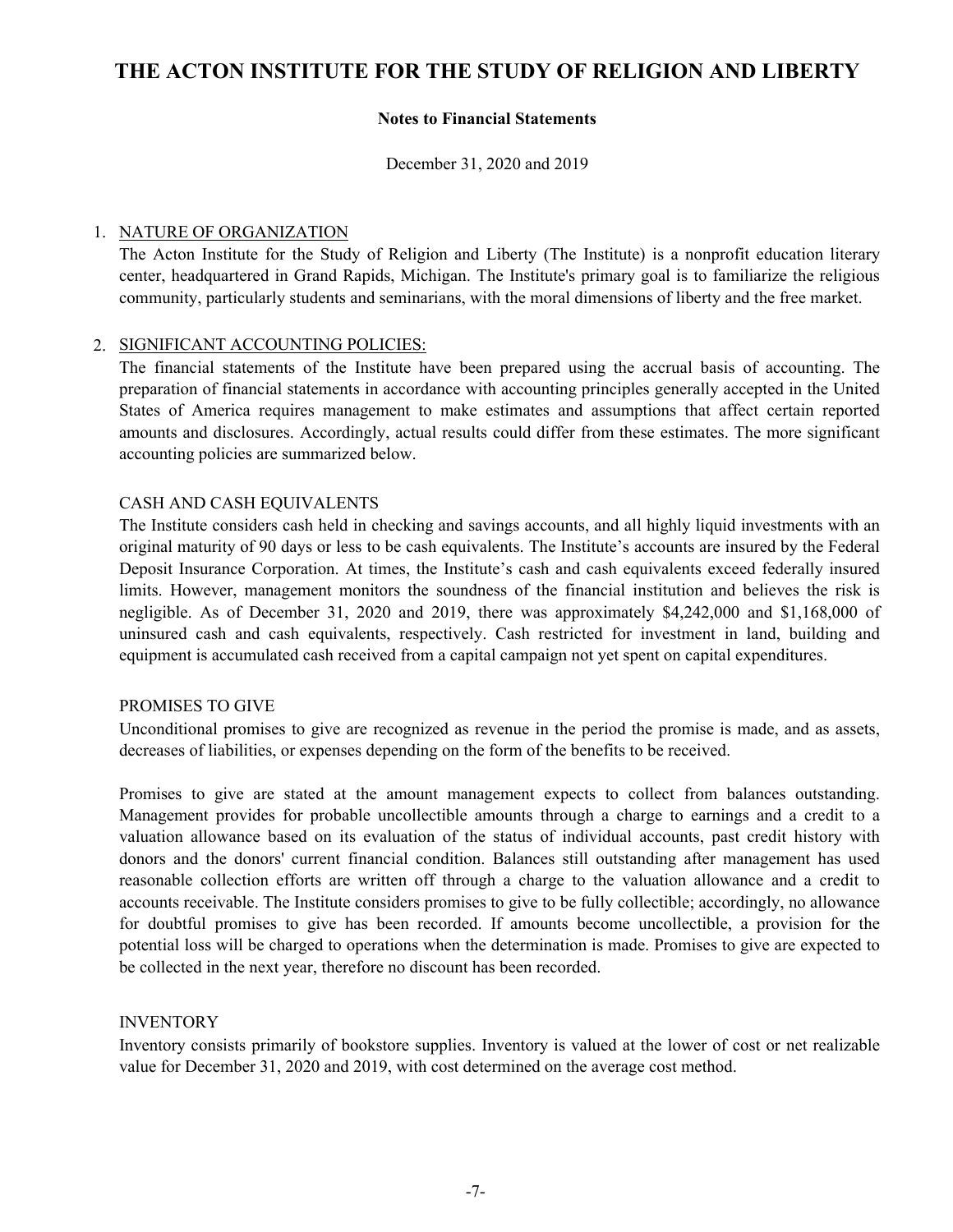# THE ACTON INSTITUTE FOR THE STUDY OF RELIGION AND LIBERTY

**Notes to Financial Statements**

December 31, 2020 and 2019

1. NATURE OF ORGANIZATION

   The Acton Institute for the Study of Religion and Liberty (The Institute) is a nonprofit education literary center, headquartered in Grand Rapids, Michigan. The Institute's primary goal is to familiarize the religious community, particularly students and seminarians, with the moral dimensions of liberty and the free market.

2. SIGNIFICANT ACCOUNTING POLICIES:

   The financial statements of the Institute have been prepared using the accrual basis of accounting. The preparation of financial statements in accordance with accounting principles generally accepted in the United States of America requires management to make estimates and assumptions that affect certain reported amounts and disclosures. Accordingly, actual results could differ from these estimates. The more significant accounting policies are summarized below.

   CASH AND CASH EQUIVALENTS

   The Institute considers cash held in checking and savings accounts, and all highly liquid investments with an original maturity of 90 days or less to be cash equivalents. The Institute's accounts are insured by the Federal Deposit Insurance Corporation. At times, the Institute's cash and cash equivalents exceed federally insured limits. However, management monitors the soundness of the financial institution and believes the risk is negligible. As of December 31, 2020 and 2019, there was approximately $4,242,000 and $1,168,000 of uninsured cash and cash equivalents, respectively. Cash restricted for investment in land, building and equipment is accumulated cash received from a capital campaign not yet spent on capital expenditures.

   PROMISES TO GIVE

   Unconditional promises to give are recognized as revenue in the period the promise is made, and as assets, decreases of liabilities, or expenses depending on the form of the benefits to be received.

   Promises to give are stated at the amount management expects to collect from balances outstanding. Management provides for probable uncollectible amounts through a charge to earnings and a credit to a valuation allowance based on its evaluation of the status of individual accounts, past credit history with donors and the donors' current financial condition. Balances still outstanding after management has used reasonable collection efforts are written off through a charge to the valuation allowance and a credit to accounts receivable. The Institute considers promises to give to be fully collectible; accordingly, no allowance for doubtful promises to give has been recorded. If amounts become uncollectible, a provision for the potential loss will be charged to operations when the determination is made. Promises to give are expected to be collected in the next year, therefore no discount has been recorded.

   INVENTORY

   Inventory consists primarily of bookstore supplies. Inventory is valued at the lower of cost or net realizable value for December 31, 2020 and 2019, with cost determined on the average cost method.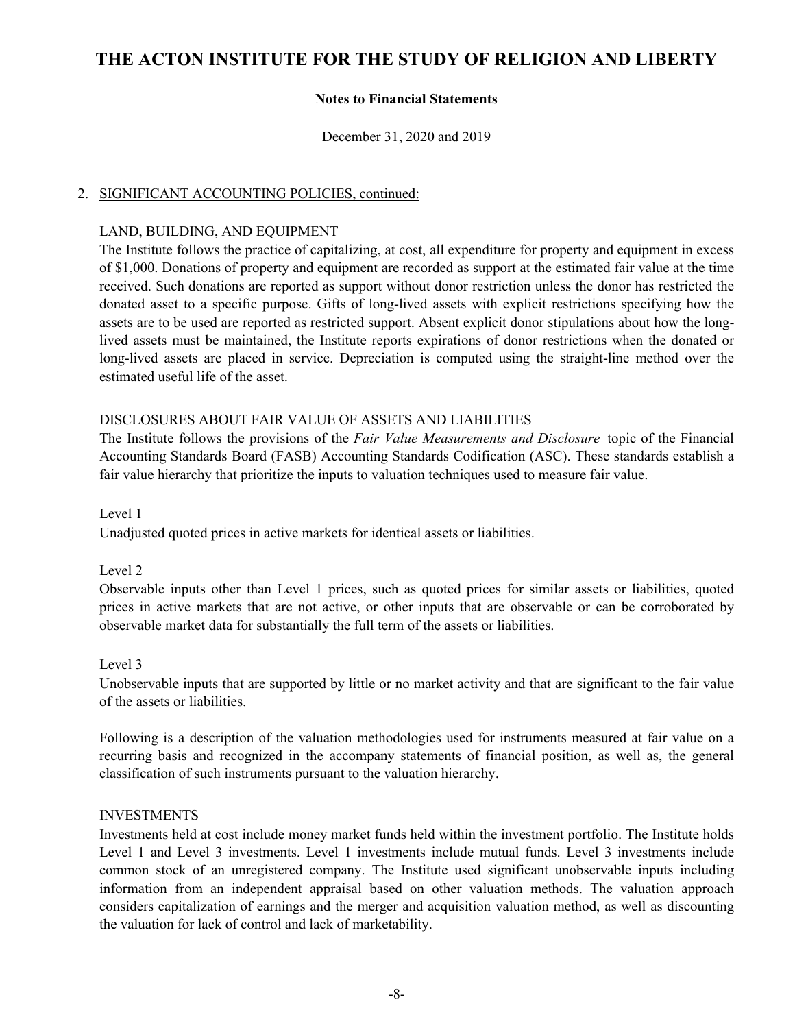# THE ACTON INSTITUTE FOR THE STUDY OF RELIGION AND LIBERTY

**Notes to Financial Statements**

December 31, 2020 and 2019

2. SIGNIFICANT ACCOUNTING POLICIES, continued:

LAND, BUILDING, AND EQUIPMENT

The Institute follows the practice of capitalizing, at cost, all expenditure for property and equipment in excess of $1,000. Donations of property and equipment are recorded as support at the estimated fair value at the time received. Such donations are reported as support without donor restriction unless the donor has restricted the donated asset to a specific purpose. Gifts of long-lived assets with explicit restrictions specifying how the assets are to be used are reported as restricted support. Absent explicit donor stipulations about how the long-lived assets must be maintained, the Institute reports expirations of donor restrictions when the donated or long-lived assets are placed in service. Depreciation is computed using the straight-line method over the estimated useful life of the asset.

DISCLOSURES ABOUT FAIR VALUE OF ASSETS AND LIABILITIES

The Institute follows the provisions of the *Fair Value Measurements and Disclosure* topic of the Financial Accounting Standards Board (FASB) Accounting Standards Codification (ASC). These standards establish a fair value hierarchy that prioritize the inputs to valuation techniques used to measure fair value.

Level 1

Unadjusted quoted prices in active markets for identical assets or liabilities.

Level 2

Observable inputs other than Level 1 prices, such as quoted prices for similar assets or liabilities, quoted prices in active markets that are not active, or other inputs that are observable or can be corroborated by observable market data for substantially the full term of the assets or liabilities.

Level 3

Unobservable inputs that are supported by little or no market activity and that are significant to the fair value of the assets or liabilities.

Following is a description of the valuation methodologies used for instruments measured at fair value on a recurring basis and recognized in the accompany statements of financial position, as well as, the general classification of such instruments pursuant to the valuation hierarchy.

INVESTMENTS

Investments held at cost include money market funds held within the investment portfolio. The Institute holds Level 1 and Level 3 investments. Level 1 investments include mutual funds. Level 3 investments include common stock of an unregistered company. The Institute used significant unobservable inputs including information from an independent appraisal based on other valuation methods. The valuation approach considers capitalization of earnings and the merger and acquisition valuation method, as well as discounting the valuation for lack of control and lack of marketability.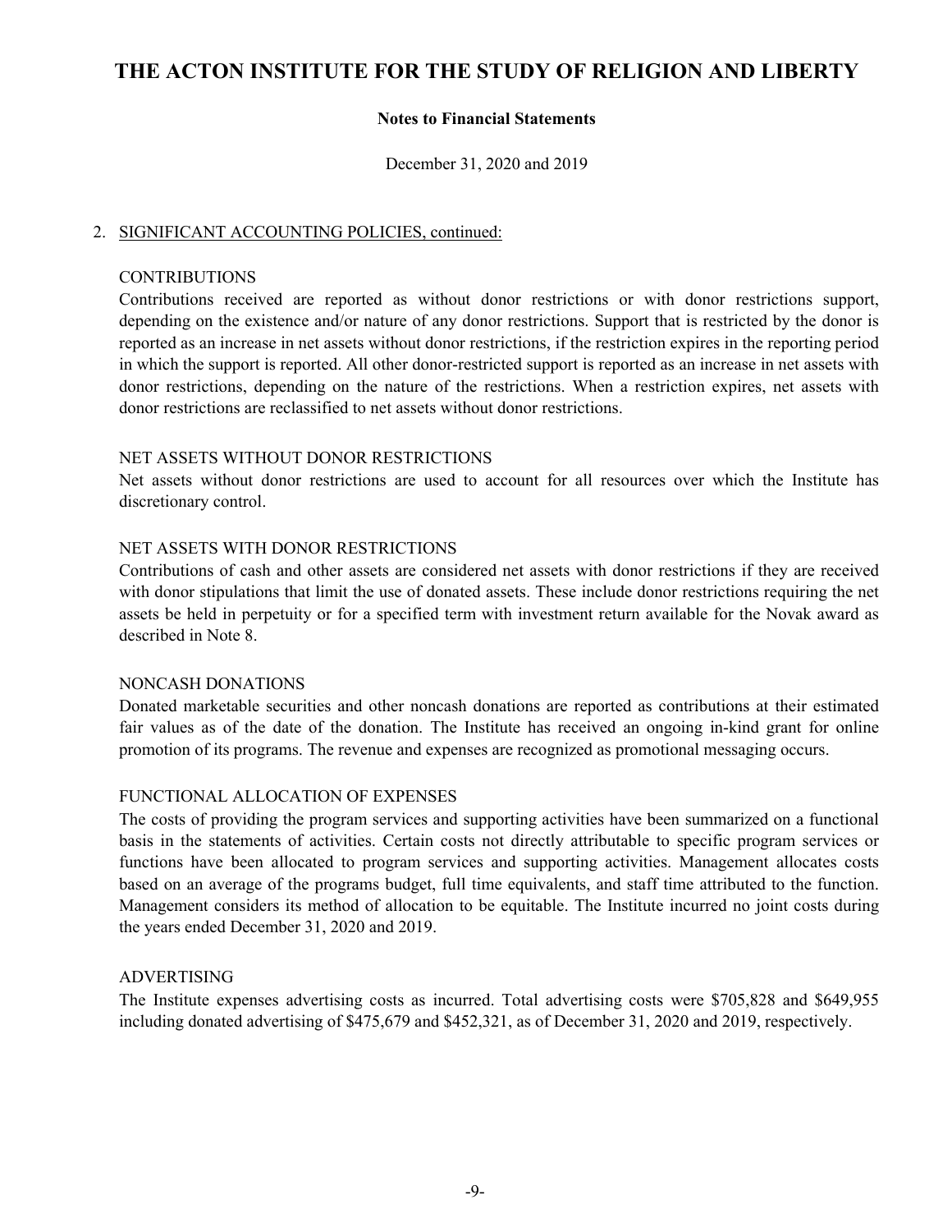# THE ACTON INSTITUTE FOR THE STUDY OF RELIGION AND LIBERTY

**Notes to Financial Statements**

December 31, 2020 and 2019

2. SIGNIFICANT ACCOUNTING POLICIES, continued:

### CONTRIBUTIONS

Contributions received are reported as without donor restrictions or with donor restrictions support, depending on the existence and/or nature of any donor restrictions. Support that is restricted by the donor is reported as an increase in net assets without donor restrictions, if the restriction expires in the reporting period in which the support is reported. All other donor-restricted support is reported as an increase in net assets with donor restrictions, depending on the nature of the restrictions. When a restriction expires, net assets with donor restrictions are reclassified to net assets without donor restrictions.

### NET ASSETS WITHOUT DONOR RESTRICTIONS

Net assets without donor restrictions are used to account for all resources over which the Institute has discretionary control.

### NET ASSETS WITH DONOR RESTRICTIONS

Contributions of cash and other assets are considered net assets with donor restrictions if they are received with donor stipulations that limit the use of donated assets. These include donor restrictions requiring the net assets be held in perpetuity or for a specified term with investment return available for the Novak award as described in Note 8.

### NONCASH DONATIONS

Donated marketable securities and other noncash donations are reported as contributions at their estimated fair values as of the date of the donation. The Institute has received an ongoing in-kind grant for online promotion of its programs. The revenue and expenses are recognized as promotional messaging occurs.

### FUNCTIONAL ALLOCATION OF EXPENSES

The costs of providing the program services and supporting activities have been summarized on a functional basis in the statements of activities. Certain costs not directly attributable to specific program services or functions have been allocated to program services and supporting activities. Management allocates costs based on an average of the programs budget, full time equivalents, and staff time attributed to the function. Management considers its method of allocation to be equitable. The Institute incurred no joint costs during the years ended December 31, 2020 and 2019.

### ADVERTISING

The Institute expenses advertising costs as incurred. Total advertising costs were $705,828 and $649,955 including donated advertising of $475,679 and $452,321, as of December 31, 2020 and 2019, respectively.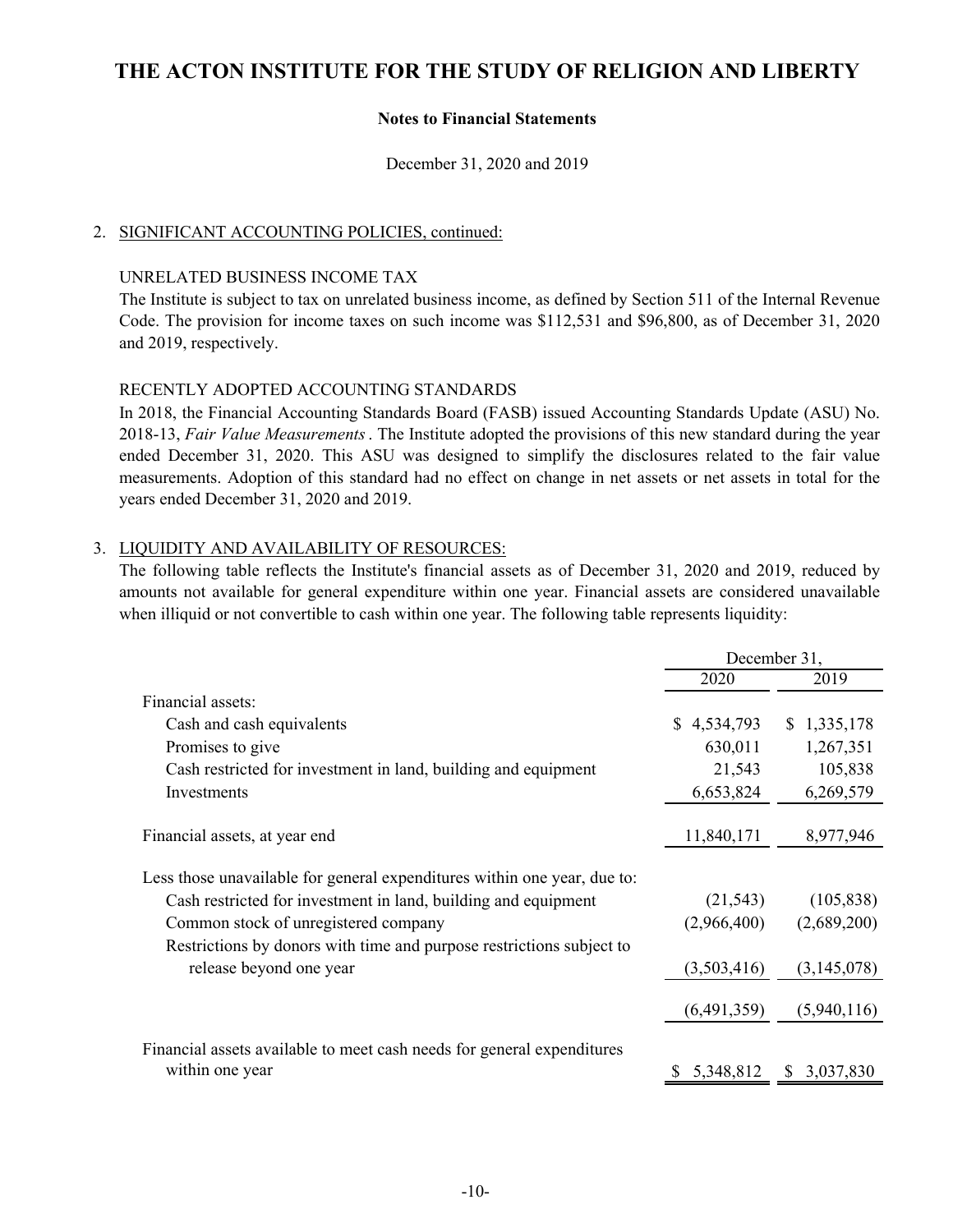# THE ACTON INSTITUTE FOR THE STUDY OF RELIGION AND LIBERTY

**Notes to Financial Statements**

December 31, 2020 and 2019

2. SIGNIFICANT ACCOUNTING POLICIES, continued:

UNRELATED BUSINESS INCOME TAX

The Institute is subject to tax on unrelated business income, as defined by Section 511 of the Internal Revenue Code. The provision for income taxes on such income was $112,531 and $96,800, as of December 31, 2020 and 2019, respectively.

RECENTLY ADOPTED ACCOUNTING STANDARDS

In 2018, the Financial Accounting Standards Board (FASB) issued Accounting Standards Update (ASU) No. 2018-13, *Fair Value Measurements*. The Institute adopted the provisions of this new standard during the year ended December 31, 2020. This ASU was designed to simplify the disclosures related to the fair value measurements. Adoption of this standard had no effect on change in net assets or net assets in total for the years ended December 31, 2020 and 2019.

3. LIQUIDITY AND AVAILABILITY OF RESOURCES:

The following table reflects the Institute's financial assets as of December 31, 2020 and 2019, reduced by amounts not available for general expenditure within one year. Financial assets are considered unavailable when illiquid or not convertible to cash within one year. The following table represents liquidity:

| | December 31, | |
|---|---|---|
| | 2020 | 2019 |
| Financial assets: | | |
| Cash and cash equivalents | $ 4,534,793 | $ 1,335,178 |
| Promises to give | 630,011 | 1,267,351 |
| Cash restricted for investment in land, building and equipment | 21,543 | 105,838 |
| Investments | 6,653,824 | 6,269,579 |
| Financial assets, at year end | 11,840,171 | 8,977,946 |
| Less those unavailable for general expenditures within one year, due to: | | |
| Cash restricted for investment in land, building and equipment | (21,543) | (105,838) |
| Common stock of unregistered company | (2,966,400) | (2,689,200) |
| Restrictions by donors with time and purpose restrictions subject to release beyond one year | (3,503,416) | (3,145,078) |
| | (6,491,359) | (5,940,116) |
| Financial assets available to meet cash needs for general expenditures within one year | $ 5,348,812 | $ 3,037,830 |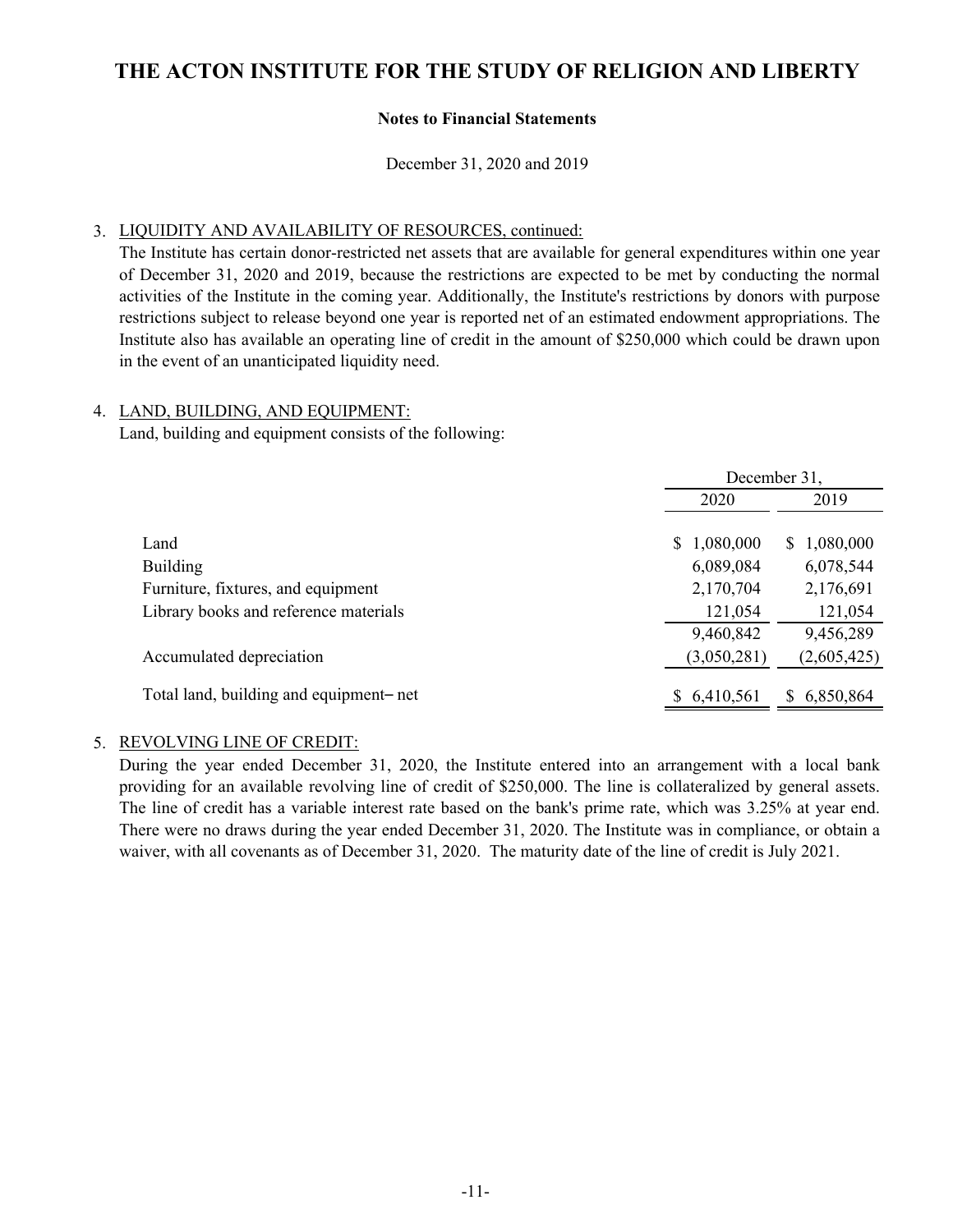# THE ACTON INSTITUTE FOR THE STUDY OF RELIGION AND LIBERTY

**Notes to Financial Statements**

December 31, 2020 and 2019

3. LIQUIDITY AND AVAILABILITY OF RESOURCES, continued:

The Institute has certain donor-restricted net assets that are available for general expenditures within one year of December 31, 2020 and 2019, because the restrictions are expected to be met by conducting the normal activities of the Institute in the coming year. Additionally, the Institute's restrictions by donors with purpose restrictions subject to release beyond one year is reported net of an estimated endowment appropriations. The Institute also has available an operating line of credit in the amount of $250,000 which could be drawn upon in the event of an unanticipated liquidity need.

4. LAND, BUILDING, AND EQUIPMENT:

Land, building and equipment consists of the following:

| | December 31, | |
|---|---|---|
| | 2020 | 2019 |
| Land | $ 1,080,000 | $ 1,080,000 |
| Building | 6,089,084 | 6,078,544 |
| Furniture, fixtures, and equipment | 2,170,704 | 2,176,691 |
| Library books and reference materials | 121,054 | 121,054 |
| | 9,460,842 | 9,456,289 |
| Accumulated depreciation | (3,050,281) | (2,605,425) |
| Total land, building and equipment– net | $ 6,410,561 | $ 6,850,864 |

5. REVOLVING LINE OF CREDIT:

During the year ended December 31, 2020, the Institute entered into an arrangement with a local bank providing for an available revolving line of credit of $250,000. The line is collateralized by general assets. The line of credit has a variable interest rate based on the bank's prime rate, which was 3.25% at year end. There were no draws during the year ended December 31, 2020. The Institute was in compliance, or obtain a waiver, with all covenants as of December 31, 2020. The maturity date of the line of credit is July 2021.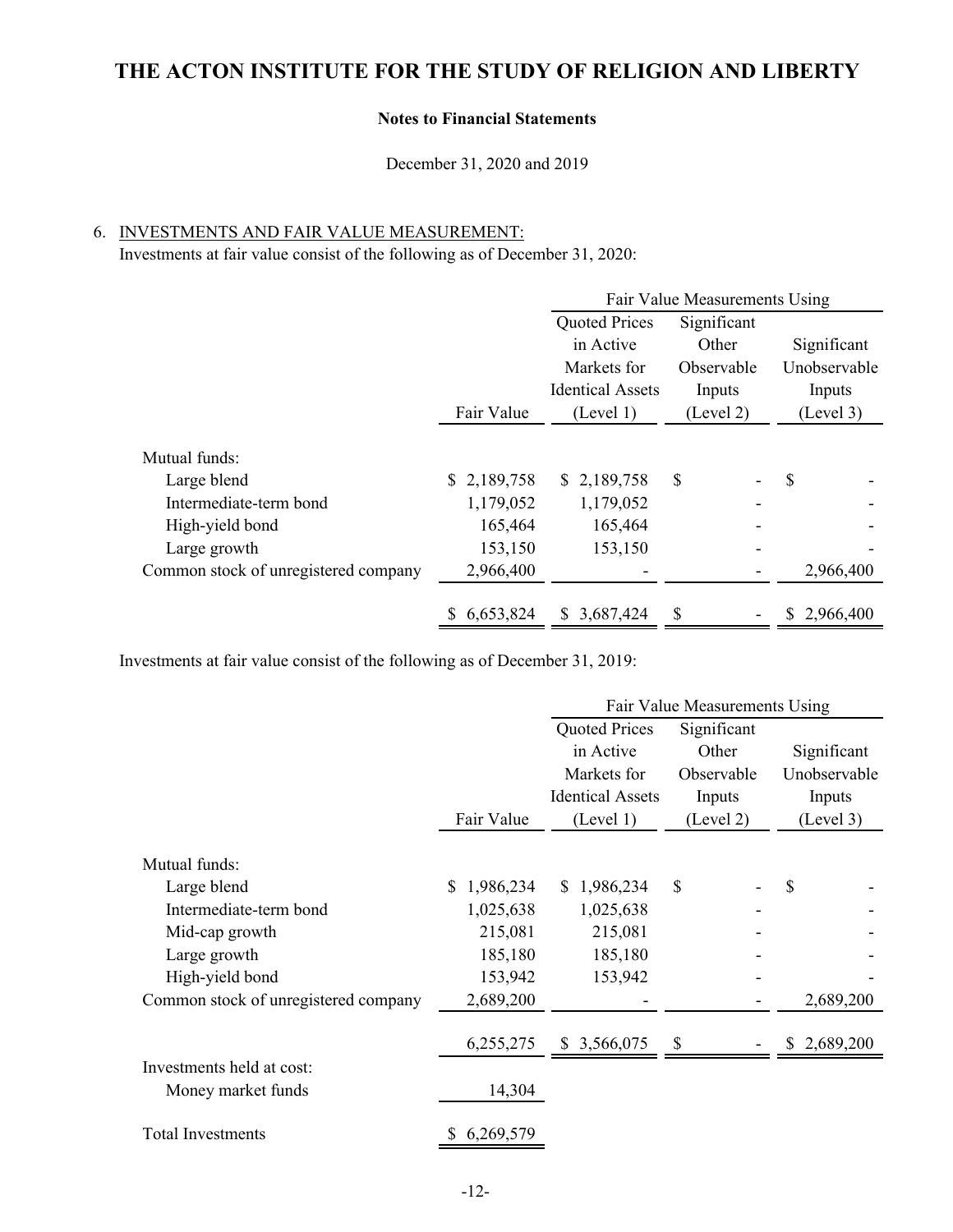# THE ACTON INSTITUTE FOR THE STUDY OF RELIGION AND LIBERTY

**Notes to Financial Statements**

December 31, 2020 and 2019

6. INVESTMENTS AND FAIR VALUE MEASUREMENT:

Investments at fair value consist of the following as of December 31, 2020:

| | | Fair Value Measurements Using | | |
|---|---|---|---|---|
| | Fair Value | Quoted Prices in Active Markets for Identical Assets (Level 1) | Significant Other Observable Inputs (Level 2) | Significant Unobservable Inputs (Level 3) |
| Mutual funds: | | | | |
| Large blend | $ 2,189,758 | $ 2,189,758 | $ - | $ - |
| Intermediate-term bond | 1,179,052 | 1,179,052 | - | - |
| High-yield bond | 165,464 | 165,464 | - | - |
| Large growth | 153,150 | 153,150 | - | - |
| Common stock of unregistered company | 2,966,400 | - | - | 2,966,400 |
| | $ 6,653,824 | $ 3,687,424 | $ - | $ 2,966,400 |

Investments at fair value consist of the following as of December 31, 2019:

| | | Fair Value Measurements Using | | |
|---|---|---|---|---|
| | Fair Value | Quoted Prices in Active Markets for Identical Assets (Level 1) | Significant Other Observable Inputs (Level 2) | Significant Unobservable Inputs (Level 3) |
| Mutual funds: | | | | |
| Large blend | $ 1,986,234 | $ 1,986,234 | $ - | $ - |
| Intermediate-term bond | 1,025,638 | 1,025,638 | - | - |
| Mid-cap growth | 215,081 | 215,081 | - | - |
| Large growth | 185,180 | 185,180 | - | - |
| High-yield bond | 153,942 | 153,942 | - | - |
| Common stock of unregistered company | 2,689,200 | - | - | 2,689,200 |
| | 6,255,275 | $ 3,566,075 | $ - | $ 2,689,200 |
| Investments held at cost: | | | | |
| Money market funds | 14,304 | | | |
| Total Investments | $ 6,269,579 | | | |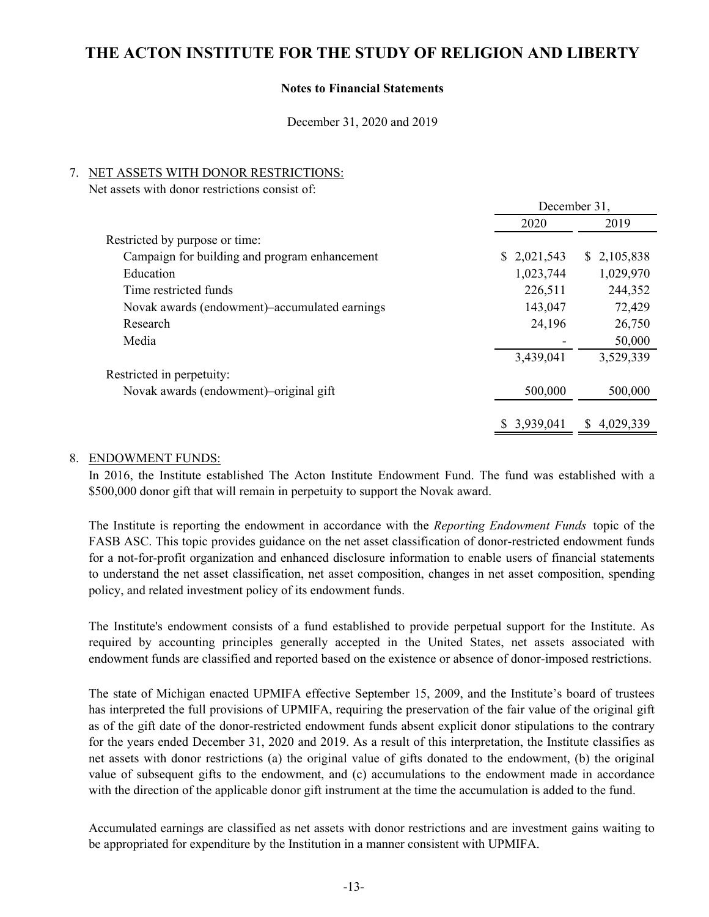# THE ACTON INSTITUTE FOR THE STUDY OF RELIGION AND LIBERTY

**Notes to Financial Statements**

December 31, 2020 and 2019

## 7. NET ASSETS WITH DONOR RESTRICTIONS:

Net assets with donor restrictions consist of:

| | December 31, 2020 | December 31, 2019 |
|---|---|---|
| Restricted by purpose or time: | | |
| Campaign for building and program enhancement | $ 2,021,543 | $ 2,105,838 |
| Education | 1,023,744 | 1,029,970 |
| Time restricted funds | 226,511 | 244,352 |
| Novak awards (endowment)–accumulated earnings | 143,047 | 72,429 |
| Research | 24,196 | 26,750 |
| Media | - | 50,000 |
| | 3,439,041 | 3,529,339 |
| Restricted in perpetuity: | | |
| Novak awards (endowment)–original gift | 500,000 | 500,000 |
| | $ 3,939,041 | $ 4,029,339 |

## 8. ENDOWMENT FUNDS:

In 2016, the Institute established The Acton Institute Endowment Fund. The fund was established with a $500,000 donor gift that will remain in perpetuity to support the Novak award.

The Institute is reporting the endowment in accordance with the *Reporting Endowment Funds* topic of the FASB ASC. This topic provides guidance on the net asset classification of donor-restricted endowment funds for a not-for-profit organization and enhanced disclosure information to enable users of financial statements to understand the net asset classification, net asset composition, changes in net asset composition, spending policy, and related investment policy of its endowment funds.

The Institute's endowment consists of a fund established to provide perpetual support for the Institute. As required by accounting principles generally accepted in the United States, net assets associated with endowment funds are classified and reported based on the existence or absence of donor-imposed restrictions.

The state of Michigan enacted UPMIFA effective September 15, 2009, and the Institute's board of trustees has interpreted the full provisions of UPMIFA, requiring the preservation of the fair value of the original gift as of the gift date of the donor-restricted endowment funds absent explicit donor stipulations to the contrary for the years ended December 31, 2020 and 2019. As a result of this interpretation, the Institute classifies as net assets with donor restrictions (a) the original value of gifts donated to the endowment, (b) the original value of subsequent gifts to the endowment, and (c) accumulations to the endowment made in accordance with the direction of the applicable donor gift instrument at the time the accumulation is added to the fund.

Accumulated earnings are classified as net assets with donor restrictions and are investment gains waiting to be appropriated for expenditure by the Institution in a manner consistent with UPMIFA.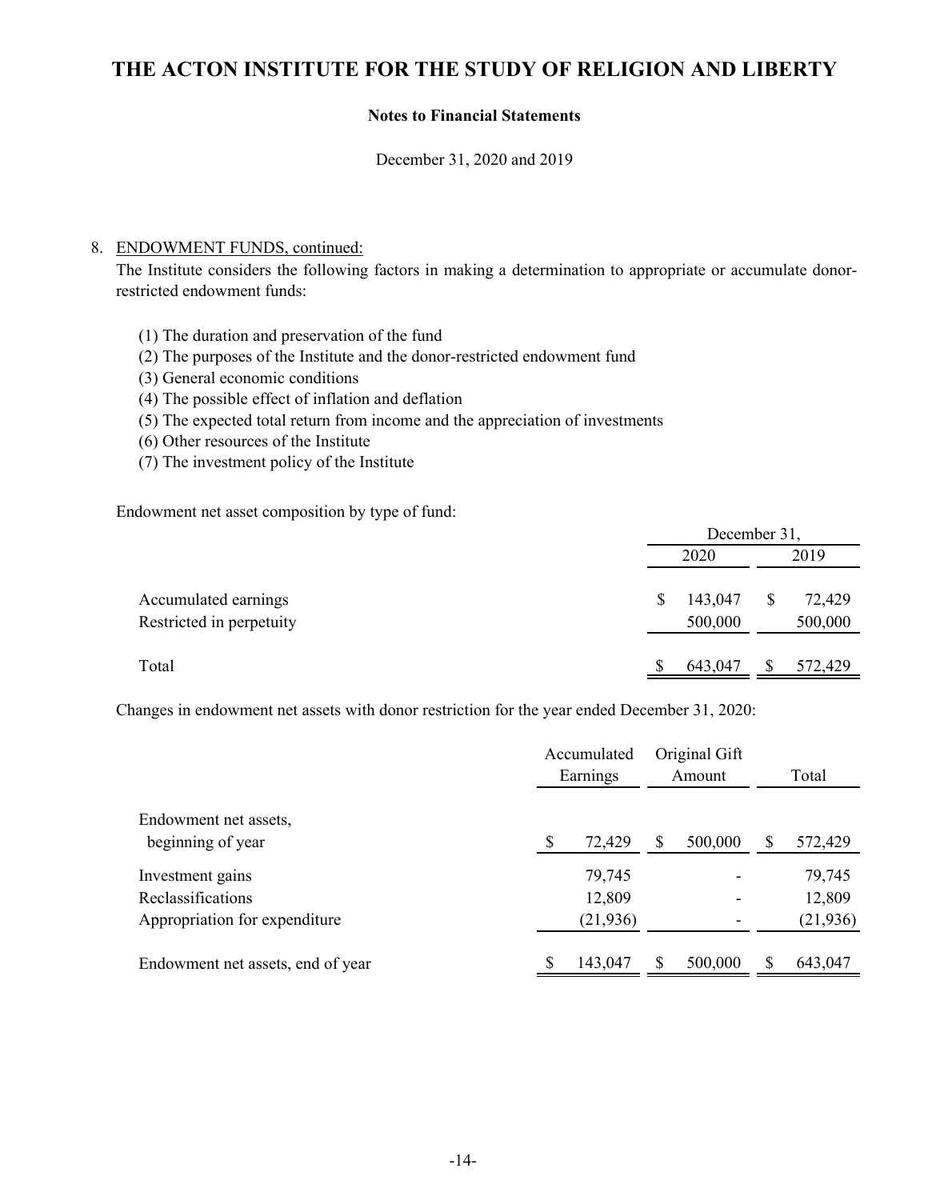# THE ACTON INSTITUTE FOR THE STUDY OF RELIGION AND LIBERTY

**Notes to Financial Statements**

December 31, 2020 and 2019

8. ENDOWMENT FUNDS, continued:

The Institute considers the following factors in making a determination to appropriate or accumulate donor-restricted endowment funds:

(1) The duration and preservation of the fund
(2) The purposes of the Institute and the donor-restricted endowment fund
(3) General economic conditions
(4) The possible effect of inflation and deflation
(5) The expected total return from income and the appreciation of investments
(6) Other resources of the Institute
(7) The investment policy of the Institute

Endowment net asset composition by type of fund:

| | December 31, 2020 | December 31, 2019 |
|---|---|---|
| Accumulated earnings | $ 143,047 | $ 72,429 |
| Restricted in perpetuity | 500,000 | 500,000 |
| Total | $ 643,047 | $ 572,429 |

Changes in endowment net assets with donor restriction for the year ended December 31, 2020:

| | Accumulated Earnings | Original Gift Amount | Total |
|---|---|---|---|
| Endowment net assets, beginning of year | $ 72,429 | $ 500,000 | $ 572,429 |
| Investment gains | 79,745 | - | 79,745 |
| Reclassifications | 12,809 | - | 12,809 |
| Appropriation for expenditure | (21,936) | - | (21,936) |
| Endowment net assets, end of year | $ 143,047 | $ 500,000 | $ 643,047 |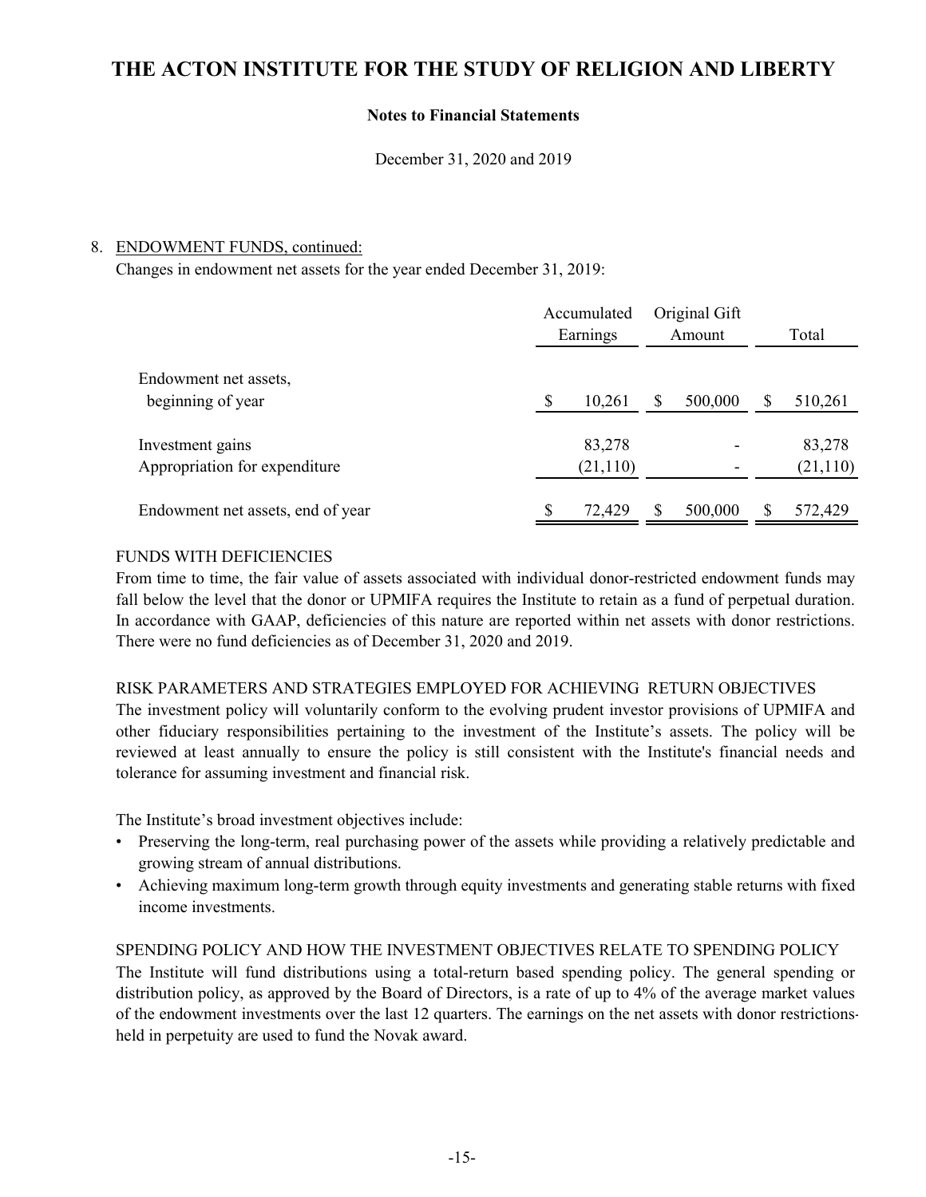8. ENDOWMENT FUNDS, continued:

Changes in endowment net assets for the year ended December 31, 2019:

| | Accumulated Earnings | Original Gift Amount | Total |
|---|---|---|---|
| Endowment net assets, beginning of year | $ 10,261 | $ 500,000 | $ 510,261 |
| Investment gains | 83,278 | - | 83,278 |
| Appropriation for expenditure | (21,110) | - | (21,110) |
| Endowment net assets, end of year | $ 72,429 | $ 500,000 | $ 572,429 |

FUNDS WITH DEFICIENCIES

From time to time, the fair value of assets associated with individual donor-restricted endowment funds may fall below the level that the donor or UPMIFA requires the Institute to retain as a fund of perpetual duration. In accordance with GAAP, deficiencies of this nature are reported within net assets with donor restrictions. There were no fund deficiencies as of December 31, 2020 and 2019.

RISK PARAMETERS AND STRATEGIES EMPLOYED FOR ACHIEVING RETURN OBJECTIVES

The investment policy will voluntarily conform to the evolving prudent investor provisions of UPMIFA and other fiduciary responsibilities pertaining to the investment of the Institute's assets. The policy will be reviewed at least annually to ensure the policy is still consistent with the Institute's financial needs and tolerance for assuming investment and financial risk.

The Institute's broad investment objectives include:

- Preserving the long-term, real purchasing power of the assets while providing a relatively predictable and growing stream of annual distributions.
- Achieving maximum long-term growth through equity investments and generating stable returns with fixed income investments.

SPENDING POLICY AND HOW THE INVESTMENT OBJECTIVES RELATE TO SPENDING POLICY

The Institute will fund distributions using a total-return based spending policy. The general spending or distribution policy, as approved by the Board of Directors, is a rate of up to 4% of the average market values of the endowment investments over the last 12 quarters. The earnings on the net assets with donor restrictions held in perpetuity are used to fund the Novak award.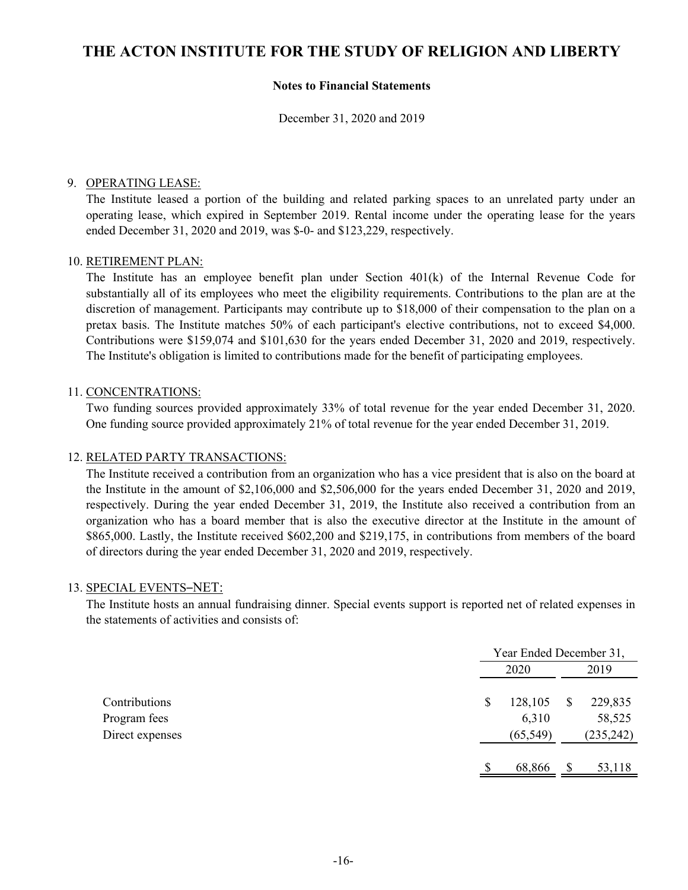# THE ACTON INSTITUTE FOR THE STUDY OF RELIGION AND LIBERTY

**Notes to Financial Statements**

December 31, 2020 and 2019

9. OPERATING LEASE:

The Institute leased a portion of the building and related parking spaces to an unrelated party under an operating lease, which expired in September 2019. Rental income under the operating lease for the years ended December 31, 2020 and 2019, was $-0- and $123,229, respectively.

10. RETIREMENT PLAN:

The Institute has an employee benefit plan under Section 401(k) of the Internal Revenue Code for substantially all of its employees who meet the eligibility requirements. Contributions to the plan are at the discretion of management. Participants may contribute up to $18,000 of their compensation to the plan on a pretax basis. The Institute matches 50% of each participant's elective contributions, not to exceed $4,000. Contributions were $159,074 and $101,630 for the years ended December 31, 2020 and 2019, respectively. The Institute's obligation is limited to contributions made for the benefit of participating employees.

11. CONCENTRATIONS:

Two funding sources provided approximately 33% of total revenue for the year ended December 31, 2020. One funding source provided approximately 21% of total revenue for the year ended December 31, 2019.

12. RELATED PARTY TRANSACTIONS:

The Institute received a contribution from an organization who has a vice president that is also on the board at the Institute in the amount of $2,106,000 and $2,506,000 for the years ended December 31, 2020 and 2019, respectively. During the year ended December 31, 2019, the Institute also received a contribution from an organization who has a board member that is also the executive director at the Institute in the amount of $865,000. Lastly, the Institute received $602,200 and $219,175, in contributions from members of the board of directors during the year ended December 31, 2020 and 2019, respectively.

13. SPECIAL EVENTS–NET:

The Institute hosts an annual fundraising dinner. Special events support is reported net of related expenses in the statements of activities and consists of:

| | Year Ended December 31, | |
|---|---|---|
| | 2020 | 2019 |
| Contributions | $ 128,105 | $ 229,835 |
| Program fees | 6,310 | 58,525 |
| Direct expenses | (65,549) | (235,242) |
| | $ 68,866 | $ 53,118 |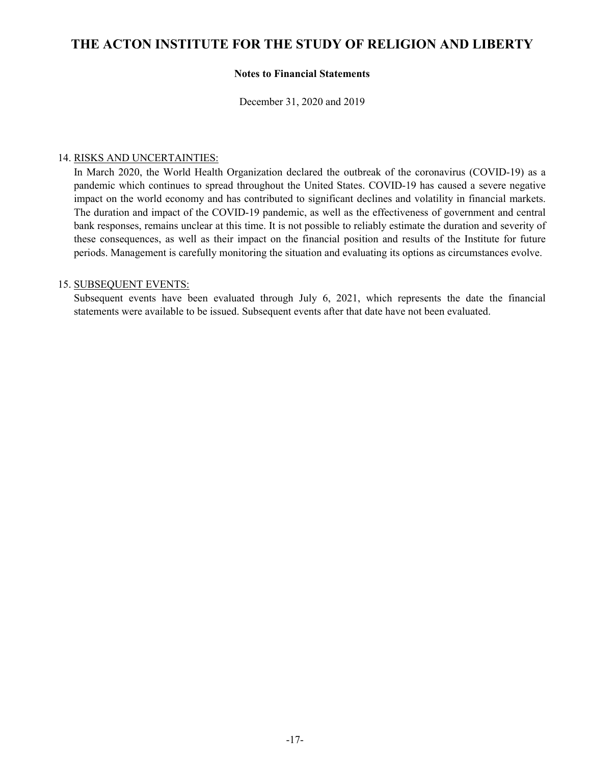# THE ACTON INSTITUTE FOR THE STUDY OF RELIGION AND LIBERTY

**Notes to Financial Statements**

December 31, 2020 and 2019

14. RISKS AND UNCERTAINTIES:

In March 2020, the World Health Organization declared the outbreak of the coronavirus (COVID-19) as a pandemic which continues to spread throughout the United States. COVID-19 has caused a severe negative impact on the world economy and has contributed to significant declines and volatility in financial markets. The duration and impact of the COVID-19 pandemic, as well as the effectiveness of government and central bank responses, remains unclear at this time. It is not possible to reliably estimate the duration and severity of these consequences, as well as their impact on the financial position and results of the Institute for future periods. Management is carefully monitoring the situation and evaluating its options as circumstances evolve.

15. SUBSEQUENT EVENTS:

Subsequent events have been evaluated through July 6, 2021, which represents the date the financial statements were available to be issued. Subsequent events after that date have not been evaluated.